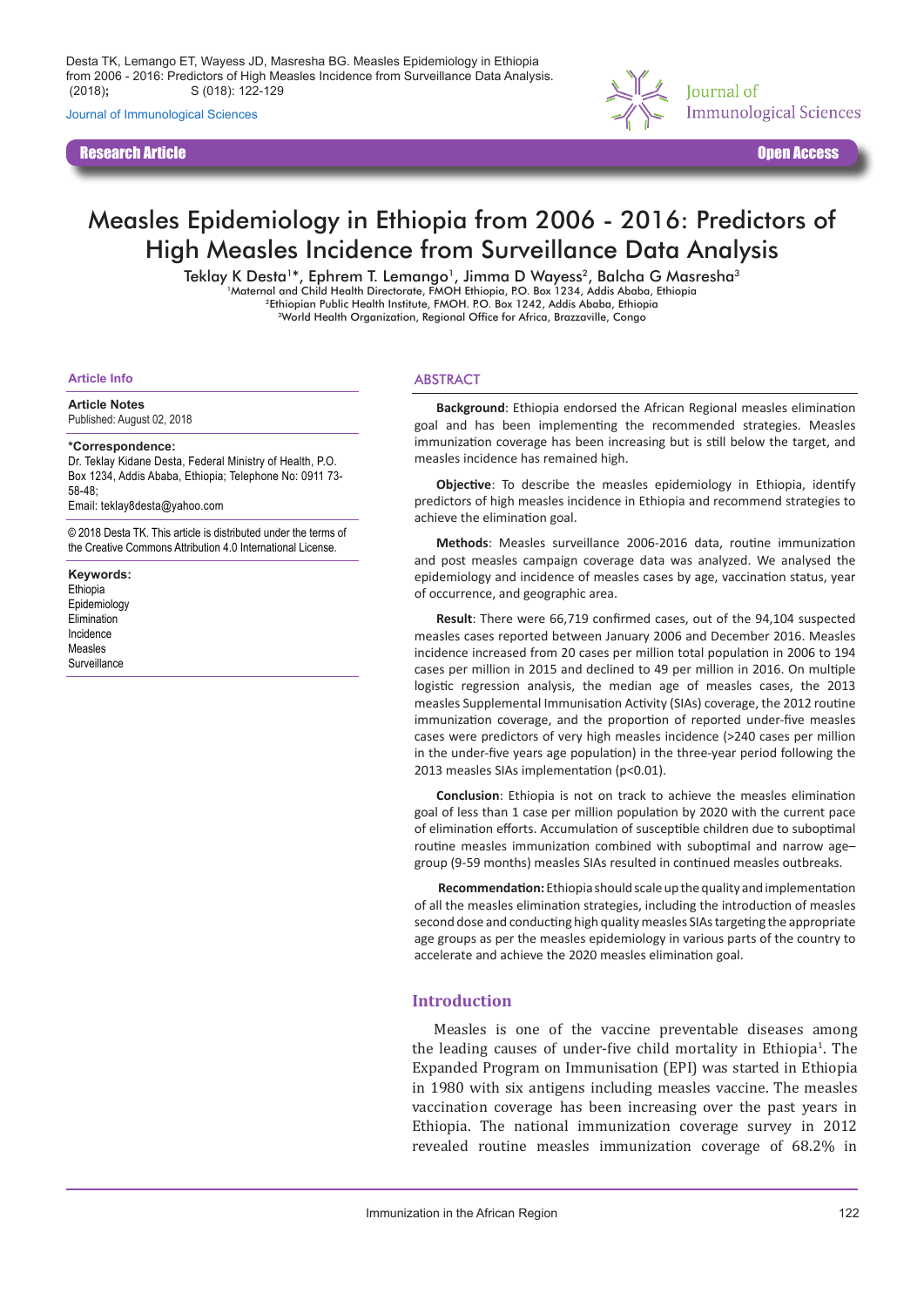Desta TK, Lemango ET, Wayess JD, Masresha BG. Measles Epidemiology in Ethiopia from 2006 - 2016: Predictors of High Measles Incidence from Surveillance Data Analysis. (2018); S (018): 122-129

Journal of Immunological Sciences

**Research Article** **Open Access**

# Measles Epidemiology in Ethiopia from 2006 - 2016: Predictors of High Measles Incidence from Surveillance Data Analysis

Teklay K Desta[1]*, Ephrem T. Lemango[1], Jimma D Wayess[2], Balcha G Masresha[3]

[1]Maternal and Child Health Directorate, FMOH Ethiopia, P.O. Box 1234, Addis Ababa, Ethiopia
[2]Ethiopian Public Health Institute, FMOH. P.O. Box 1242, Addis Ababa, Ethiopia
[3]World Health Organization, Regional Office for Africa, Brazzaville, Congo

### Article Info

**Article Notes**
Published: August 02, 2018

***Correspondence:**
Dr. Teklay Kidane Desta, Federal Ministry of Health, P.O. Box 1234, Addis Ababa, Ethiopia; Telephone No: 0911 73-58-48;
Email: teklay8desta@yahoo.com

© 2018 Desta TK. This article is distributed under the terms of the Creative Commons Attribution 4.0 International License.

**Keywords:**
Ethiopia
Epidemiology
Elimination
Incidence
Measles
Surveillance

## ABSTRACT

**Background**: Ethiopia endorsed the African Regional measles elimination goal and has been implementing the recommended strategies. Measles immunization coverage has been increasing but is still below the target, and measles incidence has remained high.

**Objective**: To describe the measles epidemiology in Ethiopia, identify predictors of high measles incidence in Ethiopia and recommend strategies to achieve the elimination goal.

**Methods**: Measles surveillance 2006-2016 data, routine immunization and post measles campaign coverage data was analyzed. We analysed the epidemiology and incidence of measles cases by age, vaccination status, year of occurrence, and geographic area.

**Result**: There were 66,719 confirmed cases, out of the 94,104 suspected measles cases reported between January 2006 and December 2016. Measles incidence increased from 20 cases per million total population in 2006 to 194 cases per million in 2015 and declined to 49 per million in 2016. On multiple logistic regression analysis, the median age of measles cases, the 2013 measles Supplemental Immunisation Activity (SIAs) coverage, the 2012 routine immunization coverage, and the proportion of reported under-five measles cases were predictors of very high measles incidence (>240 cases per million in the under-five years age population) in the three-year period following the 2013 measles SIAs implementation ($p<0.01$).

**Conclusion**: Ethiopia is not on track to achieve the measles elimination goal of less than 1 case per million population by 2020 with the current pace of elimination efforts. Accumulation of susceptible children due to suboptimal routine measles immunization combined with suboptimal and narrow age–group (9-59 months) measles SIAs resulted in continued measles outbreaks.

**Recommendation:** Ethiopia should scale up the quality and implementation of all the measles elimination strategies, including the introduction of measles second dose and conducting high quality measles SIAs targeting the appropriate age groups as per the measles epidemiology in various parts of the country to accelerate and achieve the 2020 measles elimination goal.

## Introduction

Measles is one of the vaccine preventable diseases among the leading causes of under-five child mortality in Ethiopia[1]. The Expanded Program on Immunisation (EPI) was started in Ethiopia in 1980 with six antigens including measles vaccine. The measles vaccination coverage has been increasing over the past years in Ethiopia. The national immunization coverage survey in 2012 revealed routine measles immunization coverage of 68.2% in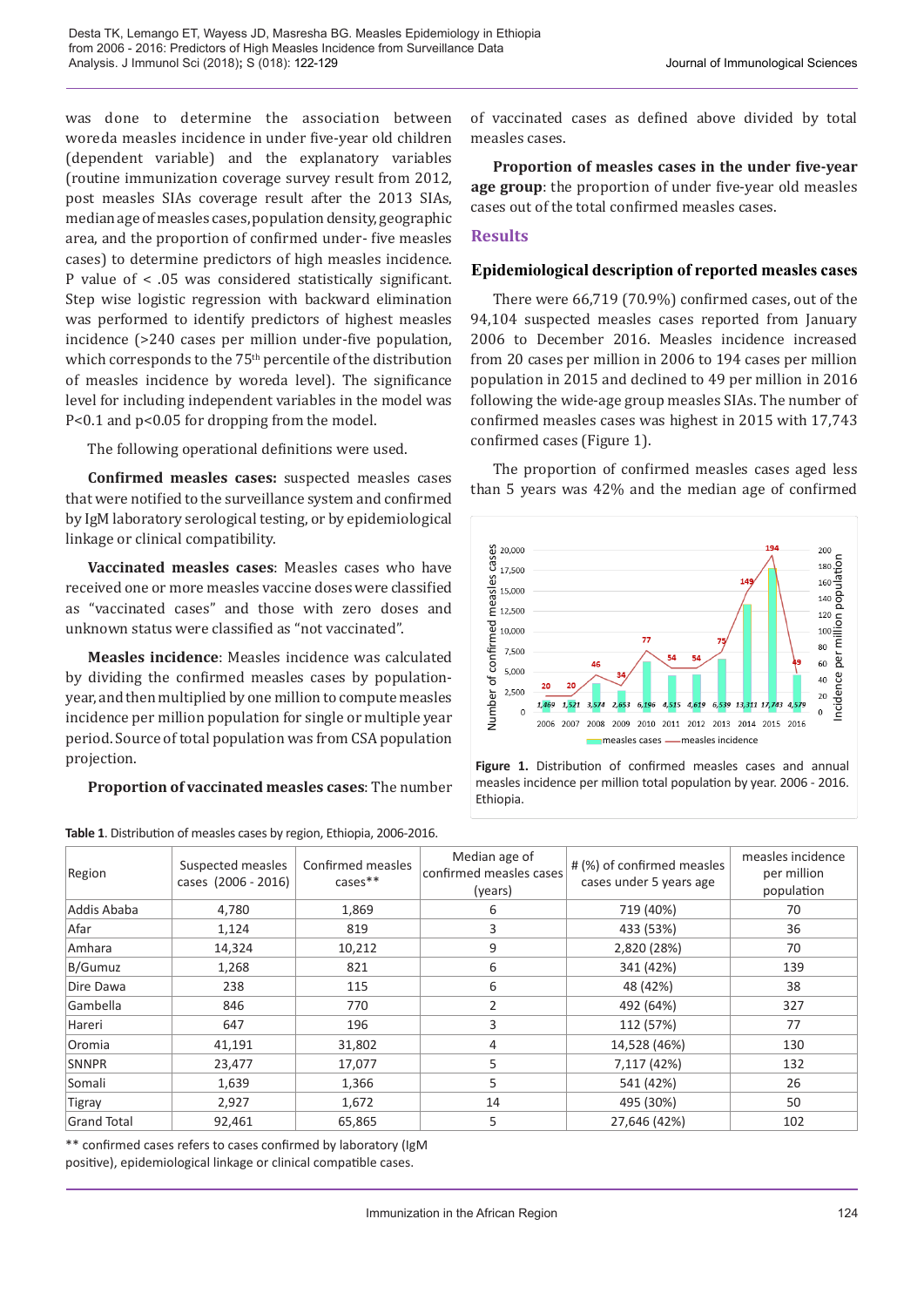was done to determine the association between woreda measles incidence in under five-year old children (dependent variable) and the explanatory variables (routine immunization coverage survey result from 2012, post measles SIAs coverage result after the 2013 SIAs, median age of measles cases, population density, geographic area, and the proportion of confirmed under- five measles cases) to determine predictors of high measles incidence. P value of < .05 was considered statistically significant. Step wise logistic regression with backward elimination was performed to identify predictors of highest measles incidence (>240 cases per million under-five population, which corresponds to the 75th percentile of the distribution of measles incidence by woreda level). The significance level for including independent variables in the model was P<0.1 and p<0.05 for dropping from the model.

The following operational definitions were used.

**Confirmed measles cases:** suspected measles cases that were notified to the surveillance system and confirmed by IgM laboratory serological testing, or by epidemiological linkage or clinical compatibility.

**Vaccinated measles cases**: Measles cases who have received one or more measles vaccine doses were classified as "vaccinated cases" and those with zero doses and unknown status were classified as "not vaccinated".

**Measles incidence**: Measles incidence was calculated by dividing the confirmed measles cases by population-year, and then multiplied by one million to compute measles incidence per million population for single or multiple year period. Source of total population was from CSA population projection.

**Proportion of vaccinated measles cases**: The number of vaccinated cases as defined above divided by total measles cases.

**Proportion of measles cases in the under five-year age group**: the proportion of under five-year old measles cases out of the total confirmed measles cases.

## Results

### Epidemiological description of reported measles cases

There were 66,719 (70.9%) confirmed cases, out of the 94,104 suspected measles cases reported from January 2006 to December 2016. Measles incidence increased from 20 cases per million in 2006 to 194 cases per million population in 2015 and declined to 49 per million in 2016 following the wide-age group measles SIAs. The number of confirmed measles cases was highest in 2015 with 17,743 confirmed cases (Figure 1).

The proportion of confirmed measles cases aged less than 5 years was 42% and the median age of confirmed

**Figure 1.** Distribution of confirmed measles cases and annual measles incidence per million total population by year. 2006 - 2016. Ethiopia.

**Table 1**. Distribution of measles cases by region, Ethiopia, 2006-2016.

| Region | Suspected measles cases (2006 - 2016) | Confirmed measles cases** | Median age of confirmed measles cases (years) | # (%) of confirmed measles cases under 5 years age | measles incidence per million population |
|---|---|---|---|---|---|
| Addis Ababa | 4,780 | 1,869 | 6 | 719 (40%) | 70 |
| Afar | 1,124 | 819 | 3 | 433 (53%) | 36 |
| Amhara | 14,324 | 10,212 | 9 | 2,820 (28%) | 70 |
| B/Gumuz | 1,268 | 821 | 6 | 341 (42%) | 139 |
| Dire Dawa | 238 | 115 | 6 | 48 (42%) | 38 |
| Gambella | 846 | 770 | 2 | 492 (64%) | 327 |
| Hareri | 647 | 196 | 3 | 112 (57%) | 77 |
| Oromia | 41,191 | 31,802 | 4 | 14,528 (46%) | 130 |
| SNNPR | 23,477 | 17,077 | 5 | 7,117 (42%) | 132 |
| Somali | 1,639 | 1,366 | 5 | 541 (42%) | 26 |
| Tigray | 2,927 | 1,672 | 14 | 495 (30%) | 50 |
| Grand Total | 92,461 | 65,865 | 5 | 27,646 (42%) | 102 |

** confirmed cases refers to cases confirmed by laboratory (IgM positive), epidemiological linkage or clinical compatible cases.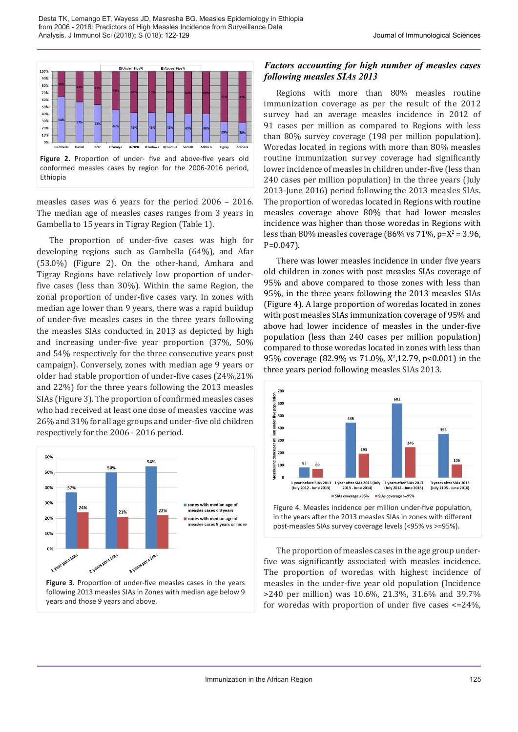**Figure 2.** Proportion of under- five and above-five years old conformed measles cases by region for the 2006-2016 period, Ethiopia

measles cases was 6 years for the period 2006 – 2016. The median age of measles cases ranges from 3 years in Gambella to 15 years in Tigray Region (Table 1).

The proportion of under-five cases was high for developing regions such as Gambella (64%), and Afar (53.0%) (Figure 2). On the other-hand, Amhara and Tigray Regions have relatively low proportion of under-five cases (less than 30%). Within the same Region, the zonal proportion of under-five cases vary. In zones with median age lower than 9 years, there was a rapid buildup of under-five measles cases in the three years following the measles SIAs conducted in 2013 as depicted by high and increasing under-five year proportion (37%, 50% and 54% respectively for the three consecutive years post campaign). Conversely, zones with median age 9 years or older had stable proportion of under-five cases (24%,21% and 22%) for the three years following the 2013 measles SIAs (Figure 3). The proportion of confirmed measles cases who had received at least one dose of measles vaccine was 26% and 31% for all age groups and under-five old children respectively for the 2006 - 2016 period.

**Figure 3.** Proportion of under-five measles cases in the years following 2013 measles SIAs in Zones with median age below 9 years and those 9 years and above.

### *Factors accounting for high number of measles cases following measles SIAs 2013*

Regions with more than 80% measles routine immunization coverage as per the result of the 2012 survey had an average measles incidence in 2012 of 91 cases per million as compared to Regions with less than 80% survey coverage (198 per million population). Woredas located in regions with more than 80% measles routine immunization survey coverage had significantly lower incidence of measles in children under-five (less than 240 cases per million population) in the three years (July 2013-June 2016) period following the 2013 measles SIAs. The proportion of woredas located in Regions with routine measles coverage above 80% that had lower measles incidence was higher than those woredas in Regions with less than 80% measles coverage (86% vs 71%, p=$X^2$ = 3.96, P=0.047).

There was lower measles incidence in under five years old children in zones with post measles SIAs coverage of 95% and above compared to those zones with less than 95%, in the three years following the 2013 measles SIAs (Figure 4). A large proportion of woredas located in zones with post measles SIAs immunization coverage of 95% and above had lower incidence of measles in the under-five population (less than 240 cases per million population) compared to those woredas located in zones with less than 95% coverage (82.9% vs 71.0%, $X^2$,12.79, p<0.001) in the three years period following measles SIAs 2013.

Figure 4. Measles incidence per million under-five population, in the years after the 2013 measles SIAs in zones with different post-measles SIAs survey coverage levels (<95% vs >=95%).

The proportion of measles cases in the age group under-five was significantly associated with measles incidence. The proportion of woredas with highest incidence of measles in the under-five year old population (Incidence >240 per million) was 10.6%, 21.3%, 31.6% and 39.7% for woredas with proportion of under five cases <=24%,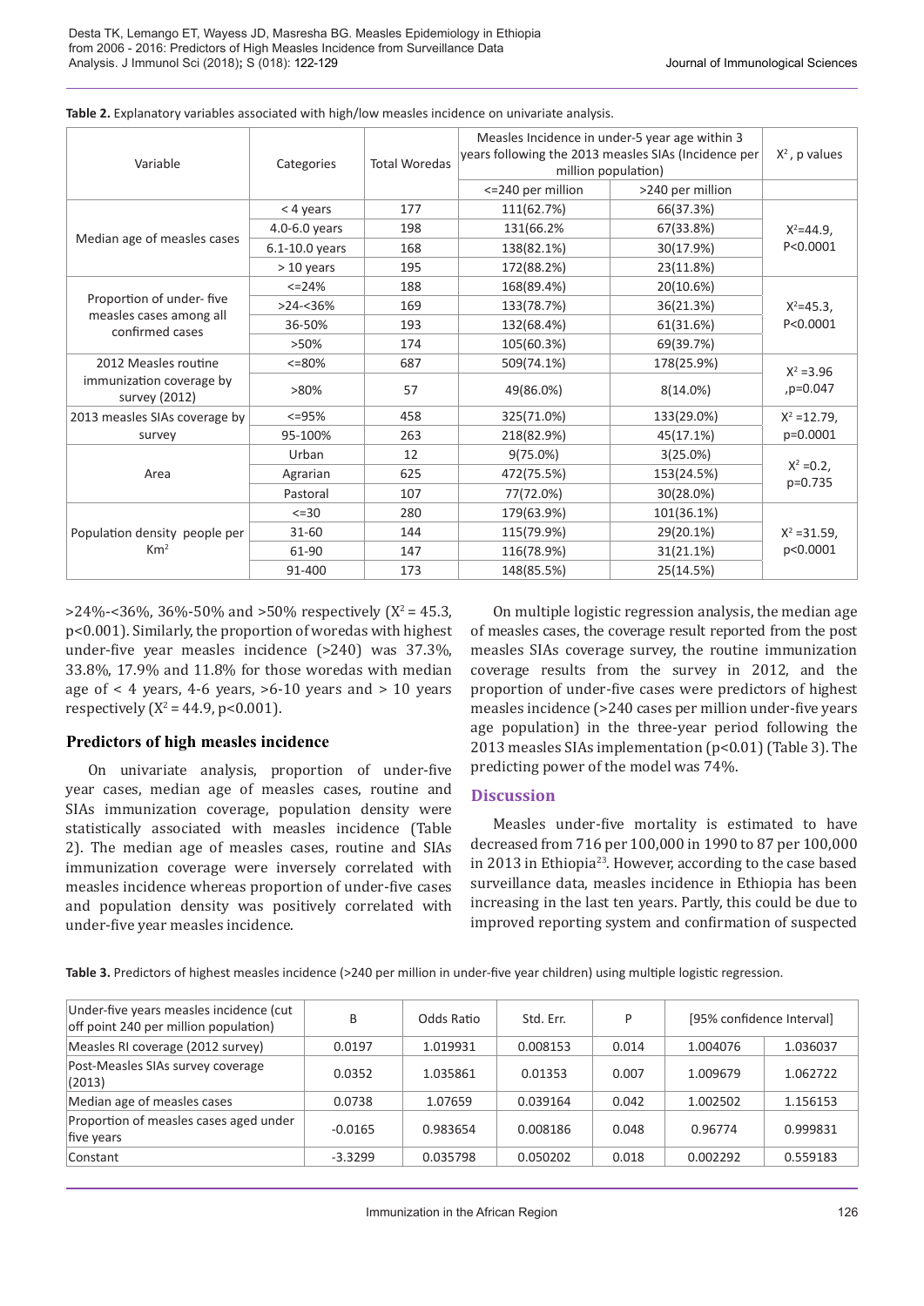**Table 2.** Explanatory variables associated with high/low measles incidence on univariate analysis.

| Variable | Categories | Total Woredas | Measles Incidence in under-5 year age within 3 years following the 2013 measles SIAs (Incidence per million population) | | $X^2$, p values |
|---|---|---|---|---|---|
| | | | <=240 per million | >240 per million | |
| Median age of measles cases | < 4 years | 177 | 111(62.7%) | 66(37.3%) | $X^2$=44.9, P<0.0001 |
| | 4.0-6.0 years | 198 | 131(66.2% | 67(33.8%) | |
| | 6.1-10.0 years | 168 | 138(82.1%) | 30(17.9%) | |
| | > 10 years | 195 | 172(88.2%) | 23(11.8%) | |
| Proportion of under- five measles cases among all confirmed cases | <=24% | 188 | 168(89.4%) | 20(10.6%) | $X^2$=45.3, P<0.0001 |
| | >24-<36% | 169 | 133(78.7%) | 36(21.3%) | |
| | 36-50% | 193 | 132(68.4%) | 61(31.6%) | |
| | >50% | 174 | 105(60.3%) | 69(39.7%) | |
| 2012 Measles routine immunization coverage by survey (2012) | <=80% | 687 | 509(74.1%) | 178(25.9%) | $X^2$ =3.96 ,p=0.047 |
| | >80% | 57 | 49(86.0%) | 8(14.0%) | |
| 2013 measles SIAs coverage by survey | <=95% | 458 | 325(71.0%) | 133(29.0%) | $X^2$ =12.79, p=0.0001 |
| | 95-100% | 263 | 218(82.9%) | 45(17.1%) | |
| Area | Urban | 12 | 9(75.0%) | 3(25.0%) | $X^2$ =0.2, p=0.735 |
| | Agrarian | 625 | 472(75.5%) | 153(24.5%) | |
| | Pastoral | 107 | 77(72.0%) | 30(28.0%) | |
| Population density people per Km$^2$ | <=30 | 280 | 179(63.9%) | 101(36.1%) | $X^2$ =31.59, p<0.0001 |
| | 31-60 | 144 | 115(79.9%) | 29(20.1%) | |
| | 61-90 | 147 | 116(78.9%) | 31(21.1%) | |
| | 91-400 | 173 | 148(85.5%) | 25(14.5%) | |

>24%-<36%, 36%-50% and >50% respectively ($X^2$ = 45.3, p<0.001). Similarly, the proportion of woredas with highest under-five year measles incidence (>240) was 37.3%, 33.8%, 17.9% and 11.8% for those woredas with median age of < 4 years, 4-6 years, >6-10 years and > 10 years respectively ($X^2$ = 44.9, p<0.001).

## Predictors of high measles incidence

On univariate analysis, proportion of under-five year cases, median age of measles cases, routine and SIAs immunization coverage, population density were statistically associated with measles incidence (Table 2). The median age of measles cases, routine and SIAs immunization coverage were inversely correlated with measles incidence whereas proportion of under-five cases and population density was positively correlated with under-five year measles incidence.

On multiple logistic regression analysis, the median age of measles cases, the coverage result reported from the post measles SIAs coverage survey, the routine immunization coverage results from the survey in 2012, and the proportion of under-five cases were predictors of highest measles incidence (>240 cases per million under-five years age population) in the three-year period following the 2013 measles SIAs implementation (p<0.01) (Table 3). The predicting power of the model was 74%.

## Discussion

Measles under-five mortality is estimated to have decreased from 716 per 100,000 in 1990 to 87 per 100,000 in 2013 in Ethiopia[23]. However, according to the case based surveillance data, measles incidence in Ethiopia has been increasing in the last ten years. Partly, this could be due to improved reporting system and confirmation of suspected

**Table 3.** Predictors of highest measles incidence (>240 per million in under-five year children) using multiple logistic regression.

| Under-five years measles incidence (cut off point 240 per million population) | B | Odds Ratio | Std. Err. | P | [95% confidence Interval] | |
|---|---|---|---|---|---|---|
| Measles RI coverage (2012 survey) | 0.0197 | 1.019931 | 0.008153 | 0.014 | 1.004076 | 1.036037 |
| Post-Measles SIAs survey coverage (2013) | 0.0352 | 1.035861 | 0.01353 | 0.007 | 1.009679 | 1.062722 |
| Median age of measles cases | 0.0738 | 1.07659 | 0.039164 | 0.042 | 1.002502 | 1.156153 |
| Proportion of measles cases aged under five years | -0.0165 | 0.983654 | 0.008186 | 0.048 | 0.96774 | 0.999831 |
| Constant | -3.3299 | 0.035798 | 0.050202 | 0.018 | 0.002292 | 0.559183 |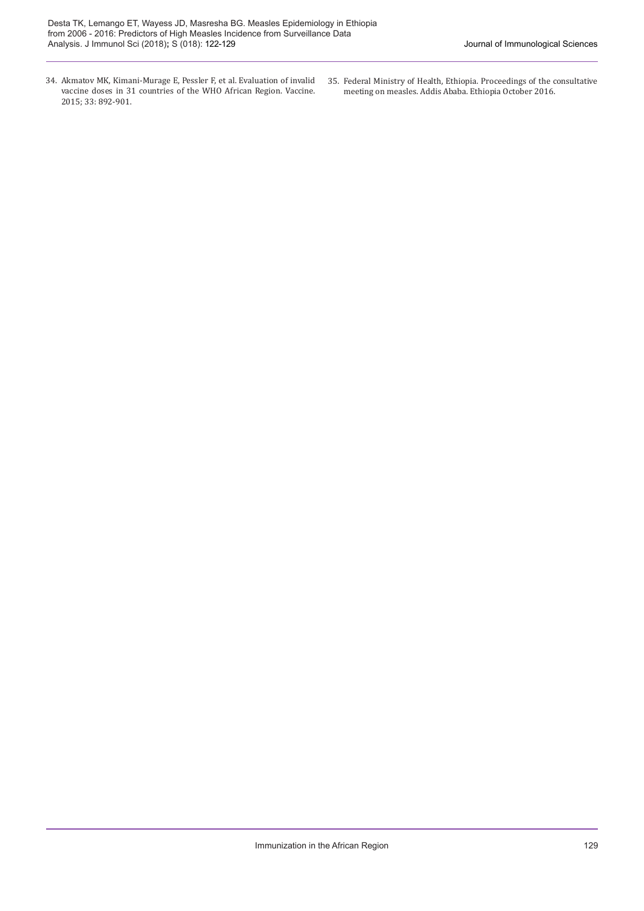34. Akmatov MK, Kimani-Murage E, Pessler F, et al. Evaluation of invalid vaccine doses in 31 countries of the WHO African Region. Vaccine. 2015; 33: 892-901.
35. Federal Ministry of Health, Ethiopia. Proceedings of the consultative meeting on measles. Addis Ababa. Ethiopia October 2016.